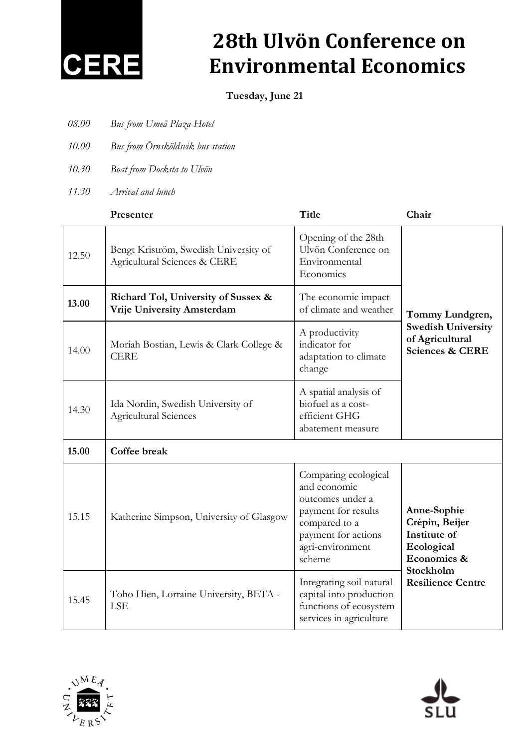# 28th Ulvön Conference on Environmental Economics

**Tuesday, June 21**

*08.00* *Bus from Umeå Plaza Hotel*

*10.00* *Bus from Örnsköldsvik bus station*

*10.30* *Boat from Docksta to Ulvön*

*11.30* *Arrival and lunch*

| | Presenter | Title | Chair |
|---|---|---|---|
| 12.50 | Bengt Kriström, Swedish University of Agricultural Sciences & CERE | Opening of the 28th Ulvön Conference on Environmental Economics | **Tommy Lundgren, Swedish University of Agricultural Sciences & CERE** |
| **13.00** | **Richard Tol, University of Sussex & Vrije University Amsterdam** | The economic impact of climate and weather | |
| 14.00 | Moriah Bostian, Lewis & Clark College & CERE | A productivity indicator for adaptation to climate change | |
| 14.30 | Ida Nordin, Swedish University of Agricultural Sciences | A spatial analysis of biofuel as a cost-efficient GHG abatement measure | |
| **15.00** | **Coffee break** | | |
| 15.15 | Katherine Simpson, University of Glasgow | Comparing ecological and economic outcomes under a payment for results compared to a payment for actions agri-environment scheme | **Anne-Sophie Crépin, Beijer Institute of Ecological Economics & Stockholm Resilience Centre** |
| 15.45 | Toho Hien, Lorraine University, BETA - LSE | Integrating soil natural capital into production functions of ecosystem services in agriculture | |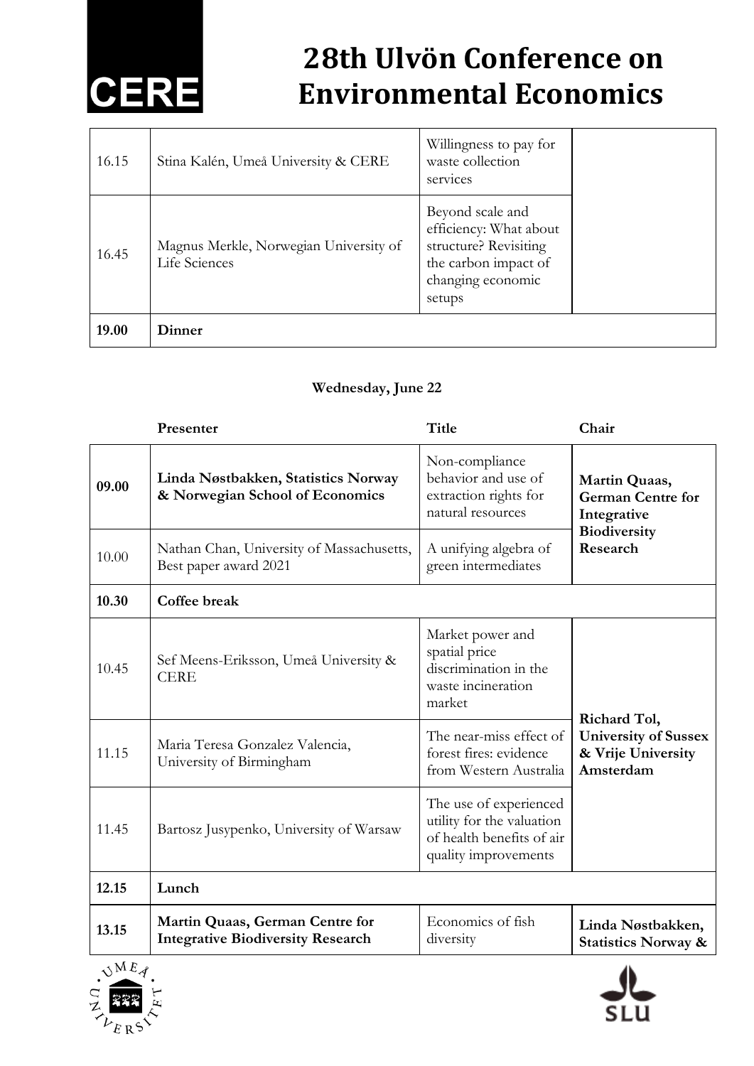| | | | |
|---|---|---|---|
| 16.15 | Stina Kalén, Umeå University & CERE | Willingness to pay for waste collection services | |
| 16.45 | Magnus Merkle, Norwegian University of Life Sciences | Beyond scale and efficiency: What about structure? Revisiting the carbon impact of changing economic setups | |
| **19.00** | **Dinner** | | |

**Wednesday, June 22**

| | Presenter | Title | Chair |
|---|---|---|---|
| **09.00** | **Linda Nøstbakken, Statistics Norway & Norwegian School of Economics** | Non-compliance behavior and use of extraction rights for natural resources | **Martin Quaas, German Centre for Integrative Biodiversity Research** |
| 10.00 | Nathan Chan, University of Massachusetts, Best paper award 2021 | A unifying algebra of green intermediates | |
| **10.30** | **Coffee break** | | |
| 10.45 | Sef Meens-Eriksson, Umeå University & CERE | Market power and spatial price discrimination in the waste incineration market | **Richard Tol, University of Sussex & Vrije University Amsterdam** |
| 11.15 | Maria Teresa Gonzalez Valencia, University of Birmingham | The near-miss effect of forest fires: evidence from Western Australia | |
| 11.45 | Bartosz Jusypenko, University of Warsaw | The use of experienced utility for the valuation of health benefits of air quality improvements | |
| **12.15** | **Lunch** | | |
| **13.15** | **Martin Quaas, German Centre for Integrative Biodiversity Research** | Economics of fish diversity | **Linda Nøstbakken, Statistics Norway &** |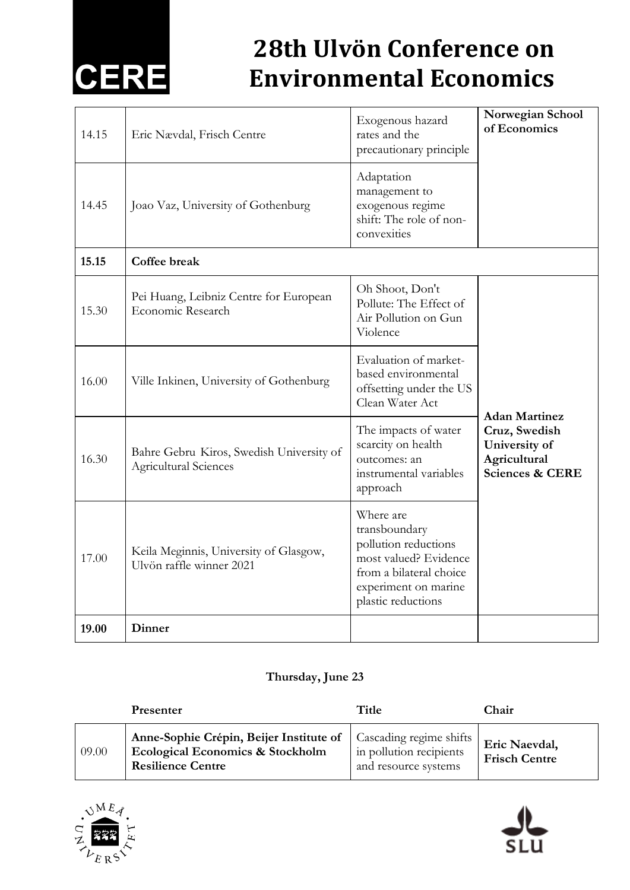# 28th Ulvön Conference on Environmental Economics

| | | | |
|---|---|---|---|
| 14.15 | Eric Nævdal, Frisch Centre | Exogenous hazard rates and the precautionary principle | **Norwegian School of Economics** |
| 14.45 | Joao Vaz, University of Gothenburg | Adaptation management to exogenous regime shift: The role of non-convexities | |
| **15.15** | **Coffee break** | | |
| 15.30 | Pei Huang, Leibniz Centre for European Economic Research | Oh Shoot, Don't Pollute: The Effect of Air Pollution on Gun Violence | **Adan Martinez Cruz, Swedish University of Agricultural Sciences & CERE** |
| 16.00 | Ville Inkinen, University of Gothenburg | Evaluation of market-based environmental offsetting under the US Clean Water Act | |
| 16.30 | Bahre Gebru Kiros, Swedish University of Agricultural Sciences | The impacts of water scarcity on health outcomes: an instrumental variables approach | |
| 17.00 | Keila Meginnis, University of Glasgow, Ulvön raffle winner 2021 | Where are transboundary pollution reductions most valued? Evidence from a bilateral choice experiment on marine plastic reductions | |
| **19.00** | **Dinner** | | |

**Thursday, June 23**

| | **Presenter** | **Title** | **Chair** |
|---|---|---|---|
| 09.00 | **Anne-Sophie Crépin, Beijer Institute of Ecological Economics & Stockholm Resilience Centre** | Cascading regime shifts in pollution recipients and resource systems | **Eric Naevdal, Frisch Centre** |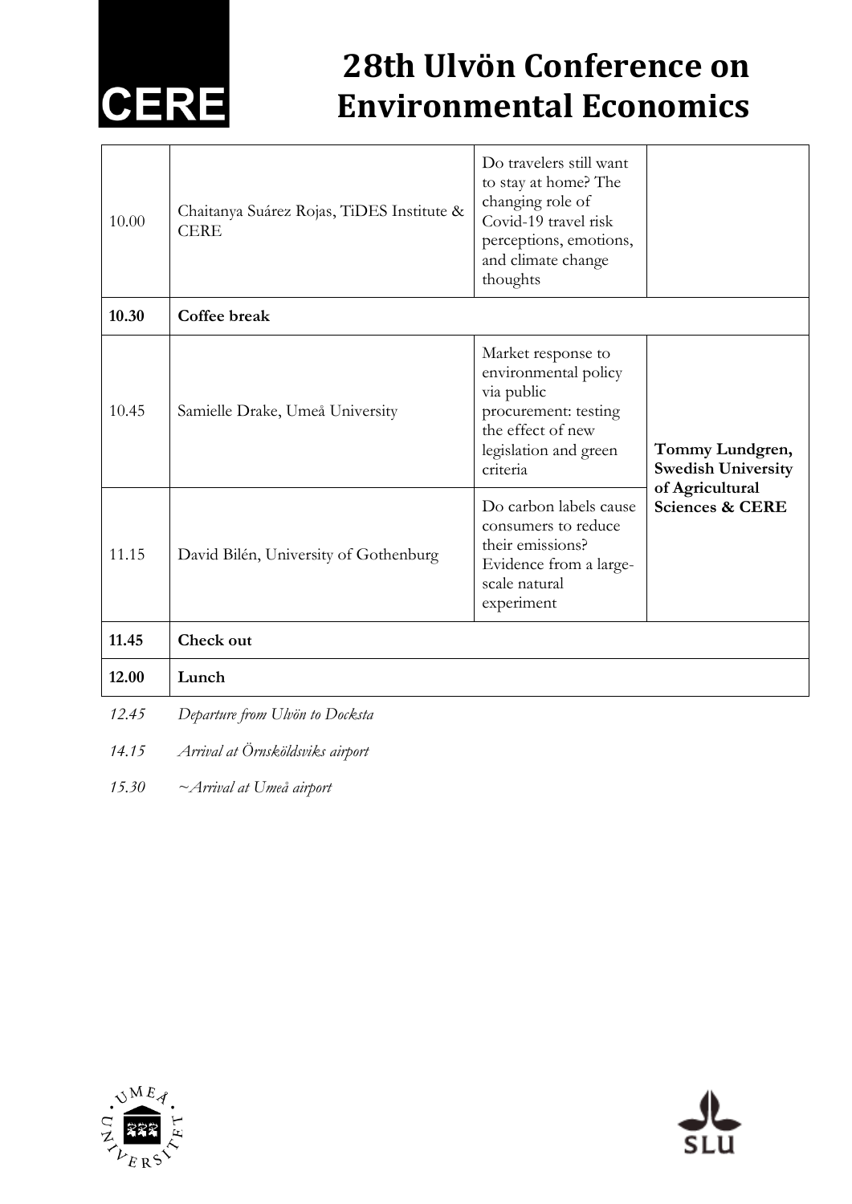# 28th Ulvön Conference on Environmental Economics

| | | | |
|---|---|---|---|
| 10.00 | Chaitanya Suárez Rojas, TiDES Institute & CERE | Do travelers still want to stay at home? The changing role of Covid-19 travel risk perceptions, emotions, and climate change thoughts | |
| **10.30** | **Coffee break** | | |
| 10.45 | Samielle Drake, Umeå University | Market response to environmental policy via public procurement: testing the effect of new legislation and green criteria | **Tommy Lundgren, Swedish University of Agricultural Sciences & CERE** |
| 11.15 | David Bilén, University of Gothenburg | Do carbon labels cause consumers to reduce their emissions? Evidence from a large-scale natural experiment | |
| **11.45** | **Check out** | | |
| **12.00** | **Lunch** | | |

*12.45* *Departure from Ulvön to Docksta*

*14.15* *Arrival at Örnsköldsviks airport*

*15.30* *~Arrival at Umeå airport*